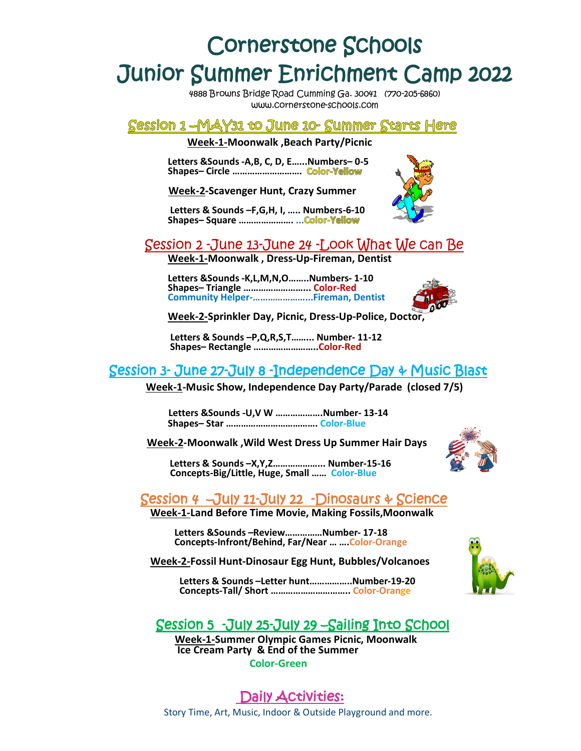# Cornerstone Schools
# Junior Summer Enrichment Camp 2022

4888 Browns Bridge Road Cumming Ga. 30041 (770-205-6860)
www.cornerstone-schools.com

## Session 1 –MAY31 to June 10- Summer Starts Here

**Week-1-Moonwalk ,Beach Party/Picnic**

**Letters &Sounds -A,B, C, D, E……Numbers– 0-5**
**Shapes– Circle ……………………… Color-Yellow**

**Week-2-Scavenger Hunt, Crazy Summer**

**Letters & Sounds –F,G,H, I, ….. Numbers-6-10**
**Shapes– Square …………………. …Color-Yellow**

## Session 2 -June 13-June 24 -Look What We can Be

**Week-1-Moonwalk , Dress-Up-Fireman, Dentist**

**Letters &Sounds -K,L,M,N,O……..Numbers- 1-10**
**Shapes– Triangle …………………….. Color-Red**
**Community Helper-…………………..Fireman, Dentist**

**Week-2-Sprinkler Day, Picnic, Dress-Up-Police, Doctor,**

**Letters & Sounds –P,Q,R,S,T……… Number- 11-12**
**Shapes– Rectangle ……………………..Color-Red**

## Session 3- June 27-July 8 -Independence Day & Music Blast

**Week-1-Music Show, Independence Day Party/Parade (closed 7/5)**

**Letters &Sounds -U,V W ……………….Number- 13-14**
**Shapes– Star ………………………………. Color-Blue**

**Week-2-Moonwalk ,Wild West Dress Up Summer Hair Days**

**Letters & Sounds –X,Y,Z……………….. Number-15-16**
**Concepts-Big/Little, Huge, Small …… Color-Blue**

## Session 4 –July 11-July 22 -Dinosaurs & Science

**Week-1-Land Before Time Movie, Making Fossils,Moonwalk**

**Letters &Sounds –Review……………Number- 17-18**
**Concepts-Infront/Behind, Far/Near … ….Color-Orange**

**Week-2-Fossil Hunt-Dinosaur Egg Hunt, Bubbles/Volcanoes**

**Letters & Sounds –Letter hunt……………..Number-19-20**
**Concepts-Tall/ Short ………………………….. Color-Orange**

## Session 5 -July 25-July 29 –Sailing Into School

**Week-1-Summer Olympic Games Picnic, Moonwalk**
**Ice Cream Party & End of the Summer**

**Color-Green**

## Daily Activities:

Story Time, Art, Music, Indoor & Outside Playground and more.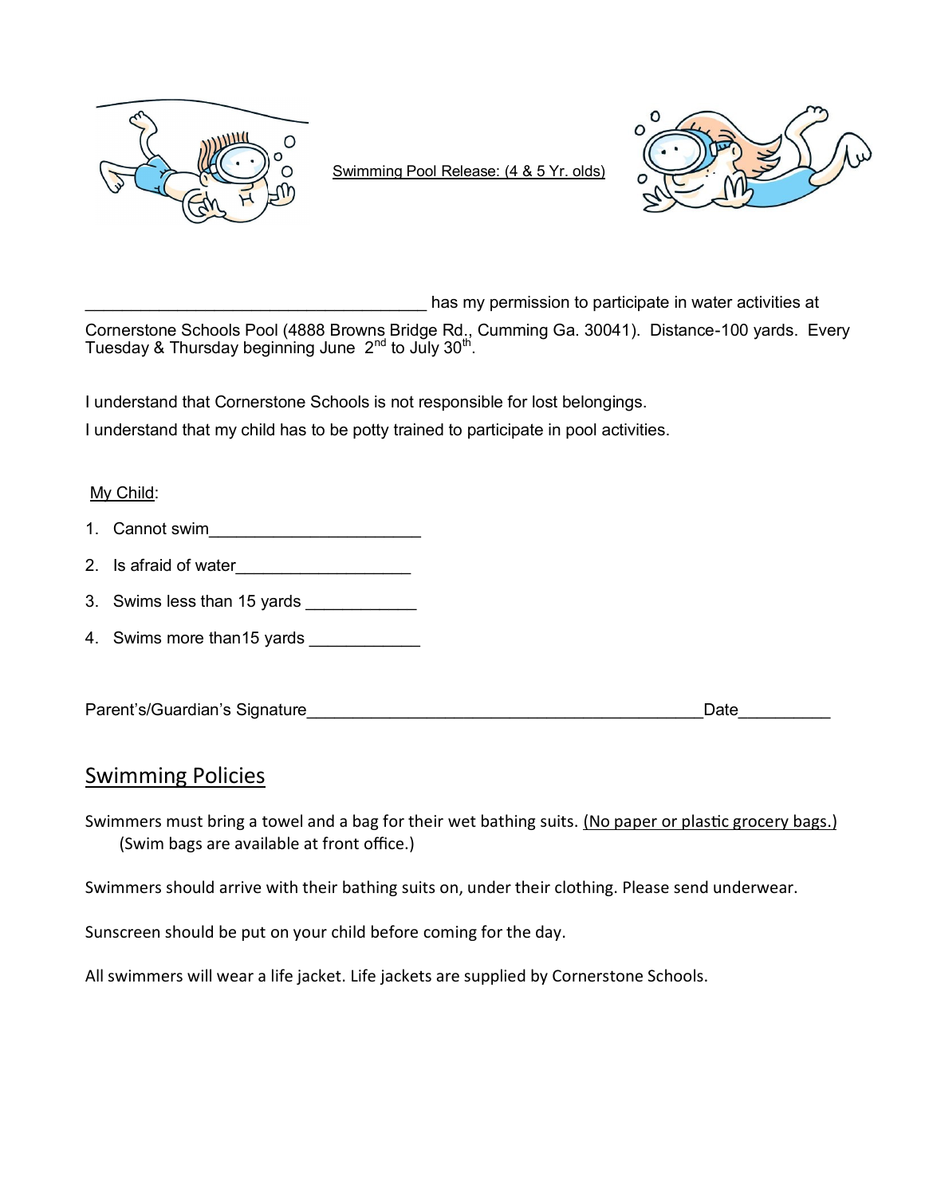Swimming Pool Release: (4 & 5 Yr. olds)

____________________________________ has my permission to participate in water activities at Cornerstone Schools Pool (4888 Browns Bridge Rd., Cumming Ga. 30041). Distance-100 yards. Every Tuesday & Thursday beginning June 2nd to July 30th.

I understand that Cornerstone Schools is not responsible for lost belongings.

I understand that my child has to be potty trained to participate in pool activities.

My Child:

1. Cannot swim______________________
2. Is afraid of water__________________
3. Swims less than 15 yards ____________
4. Swims more than15 yards ____________

Parent's/Guardian's Signature__________________________________________Date__________

## Swimming Policies

Swimmers must bring a towel and a bag for their wet bathing suits. (No paper or plastic grocery bags.) (Swim bags are available at front office.)

Swimmers should arrive with their bathing suits on, under their clothing. Please send underwear.

Sunscreen should be put on your child before coming for the day.

All swimmers will wear a life jacket. Life jackets are supplied by Cornerstone Schools.